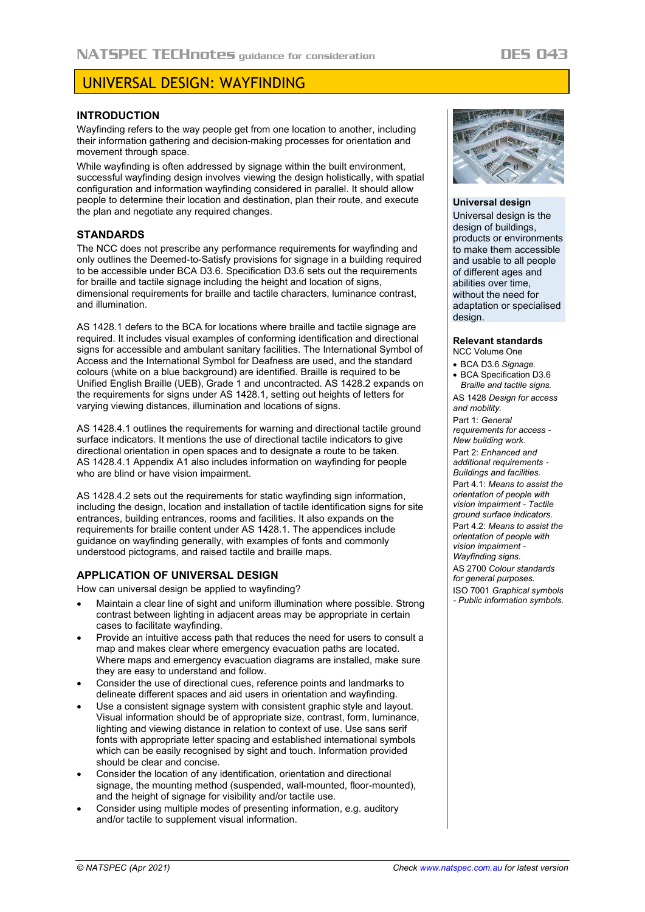# UNIVERSAL DESIGN: WAYFINDING

## INTRODUCTION

Wayfinding refers to the way people get from one location to another, including their information gathering and decision-making processes for orientation and movement through space.

While wayfinding is often addressed by signage within the built environment, successful wayfinding design involves viewing the design holistically, with spatial configuration and information wayfinding considered in parallel. It should allow people to determine their location and destination, plan their route, and execute the plan and negotiate any required changes.

## STANDARDS

The NCC does not prescribe any performance requirements for wayfinding and only outlines the Deemed-to-Satisfy provisions for signage in a building required to be accessible under BCA D3.6. Specification D3.6 sets out the requirements for braille and tactile signage including the height and location of signs, dimensional requirements for braille and tactile characters, luminance contrast, and illumination.

AS 1428.1 defers to the BCA for locations where braille and tactile signage are required. It includes visual examples of conforming identification and directional signs for accessible and ambulant sanitary facilities. The International Symbol of Access and the International Symbol for Deafness are used, and the standard colours (white on a blue background) are identified. Braille is required to be Unified English Braille (UEB), Grade 1 and uncontracted. AS 1428.2 expands on the requirements for signs under AS 1428.1, setting out heights of letters for varying viewing distances, illumination and locations of signs.

AS 1428.4.1 outlines the requirements for warning and directional tactile ground surface indicators. It mentions the use of directional tactile indicators to give directional orientation in open spaces and to designate a route to be taken. AS 1428.4.1 Appendix A1 also includes information on wayfinding for people who are blind or have vision impairment.

AS 1428.4.2 sets out the requirements for static wayfinding sign information, including the design, location and installation of tactile identification signs for site entrances, building entrances, rooms and facilities. It also expands on the requirements for braille content under AS 1428.1. The appendices include guidance on wayfinding generally, with examples of fonts and commonly understood pictograms, and raised tactile and braille maps.

## APPLICATION OF UNIVERSAL DESIGN

How can universal design be applied to wayfinding?

- Maintain a clear line of sight and uniform illumination where possible. Strong contrast between lighting in adjacent areas may be appropriate in certain cases to facilitate wayfinding.
- Provide an intuitive access path that reduces the need for users to consult a map and makes clear where emergency evacuation paths are located. Where maps and emergency evacuation diagrams are installed, make sure they are easy to understand and follow.
- Consider the use of directional cues, reference points and landmarks to delineate different spaces and aid users in orientation and wayfinding.
- Use a consistent signage system with consistent graphic style and layout. Visual information should be of appropriate size, contrast, form, luminance, lighting and viewing distance in relation to context of use. Use sans serif fonts with appropriate letter spacing and established international symbols which can be easily recognised by sight and touch. Information provided should be clear and concise.
- Consider the location of any identification, orientation and directional signage, the mounting method (suspended, wall-mounted, floor-mounted), and the height of signage for visibility and/or tactile use.
- Consider using multiple modes of presenting information, e.g. auditory and/or tactile to supplement visual information.

### Universal design

Universal design is the design of buildings, products or environments to make them accessible and usable to all people of different ages and abilities over time, without the need for adaptation or specialised design.

### Relevant standards

NCC Volume One

- BCA D3.6 *Signage.*
- BCA Specification D3.6 *Braille and tactile signs.*

AS 1428 *Design for access and mobility.*

Part 1: *General requirements for access - New building work.*

Part 2: *Enhanced and additional requirements - Buildings and facilities.*

Part 4.1: *Means to assist the orientation of people with vision impairment - Tactile ground surface indicators.*

Part 4.2: *Means to assist the orientation of people with vision impairment - Wayfinding signs.*

AS 2700 *Colour standards for general purposes.*

ISO 7001 *Graphical symbols - Public information symbols.*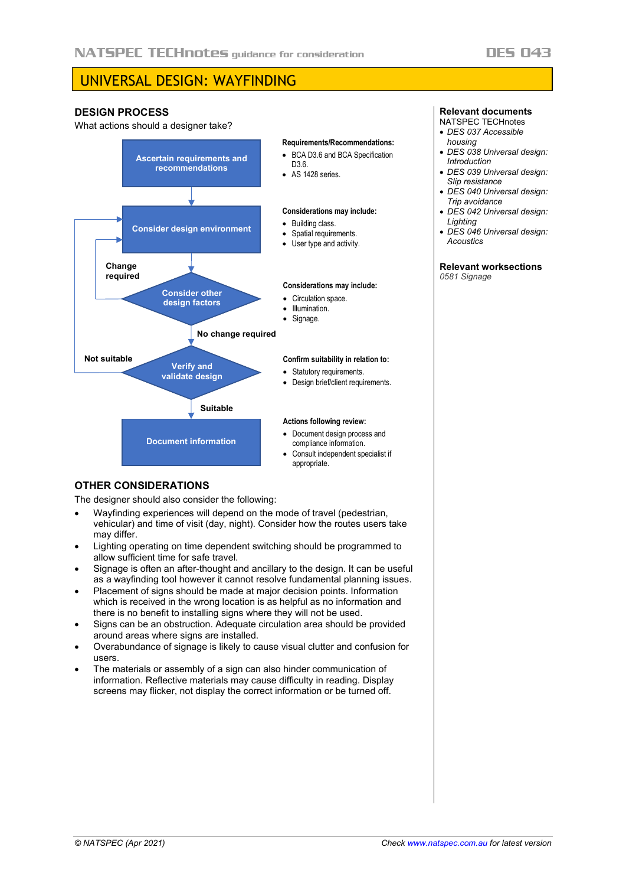# UNIVERSAL DESIGN: WAYFINDING

## DESIGN PROCESS

What actions should a designer take?

Ascertain requirements and recommendations

Consider design environment

Change required

Consider other design factors

No change required

Not suitable

Verify and validate design

Suitable

Document information

**Requirements/Recommendations:**

- BCA D3.6 and BCA Specification D3.6.
- AS 1428 series.

**Considerations may include:**

- Building class.
- Spatial requirements.
- User type and activity.

**Considerations may include:**

- Circulation space.
- Illumination.
- Signage.

**Confirm suitability in relation to:**

- Statutory requirements.
- Design brief/client requirements.

**Actions following review:**

- Document design process and compliance information.
- Consult independent specialist if appropriate.

## OTHER CONSIDERATIONS

The designer should also consider the following:

- Wayfinding experiences will depend on the mode of travel (pedestrian, vehicular) and time of visit (day, night). Consider how the routes users take may differ.
- Lighting operating on time dependent switching should be programmed to allow sufficient time for safe travel.
- Signage is often an after-thought and ancillary to the design. It can be useful as a wayfinding tool however it cannot resolve fundamental planning issues.
- Placement of signs should be made at major decision points. Information which is received in the wrong location is as helpful as no information and there is no benefit to installing signs where they will not be used.
- Signs can be an obstruction. Adequate circulation area should be provided around areas where signs are installed.
- Overabundance of signage is likely to cause visual clutter and confusion for users.
- The materials or assembly of a sign can also hinder communication of information. Reflective materials may cause difficulty in reading. Display screens may flicker, not display the correct information or be turned off.

## Relevant documents

NATSPEC TECHnotes

- *DES 037 Accessible housing*
- *DES 038 Universal design: Introduction*
- *DES 039 Universal design: Slip resistance*
- *DES 040 Universal design: Trip avoidance*
- *DES 042 Universal design: Lighting*
- *DES 046 Universal design: Acoustics*

## Relevant worksections

*0581 Signage*